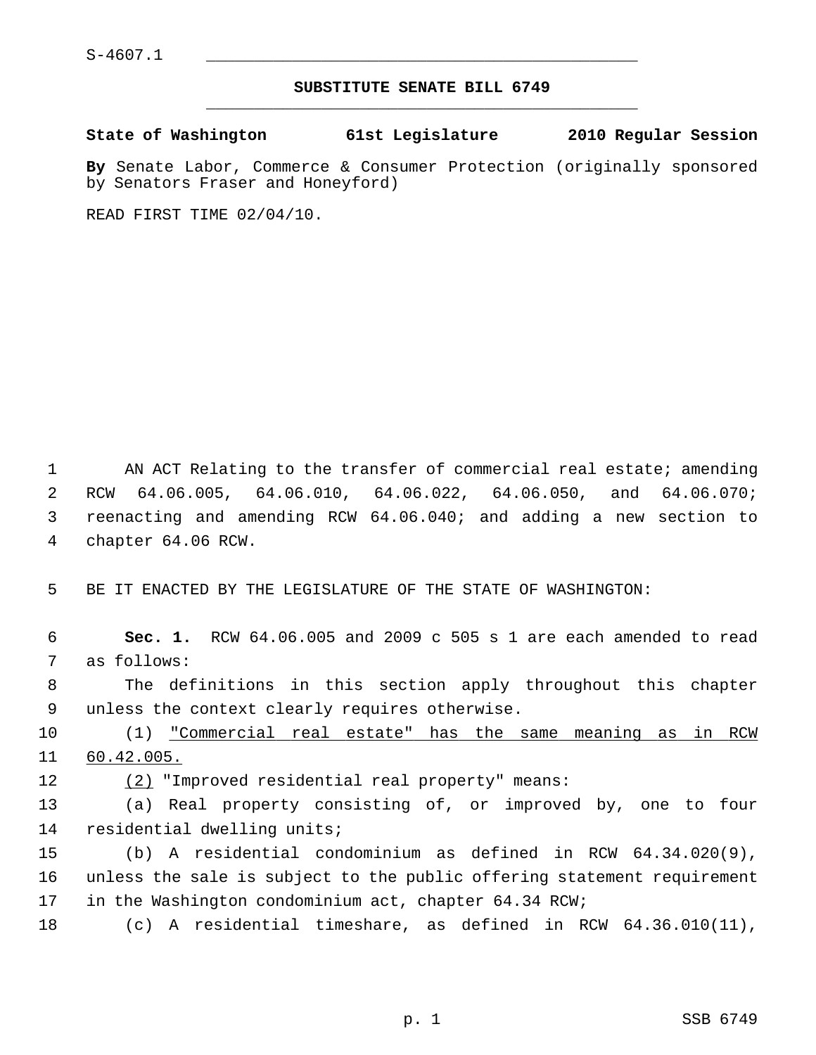S-4607.1

## SUBSTITUTE SENATE BILL 6749

**State of Washington 61st Legislature 2010 Regular Session**

**By** Senate Labor, Commerce & Consumer Protection (originally sponsored by Senators Fraser and Honeyford)

READ FIRST TIME 02/04/10.

AN ACT Relating to the transfer of commercial real estate; amending RCW 64.06.005, 64.06.010, 64.06.022, 64.06.050, and 64.06.070; reenacting and amending RCW 64.06.040; and adding a new section to chapter 64.06 RCW.

BE IT ENACTED BY THE LEGISLATURE OF THE STATE OF WASHINGTON:

**Sec. 1.** RCW 64.06.005 and 2009 c 505 s 1 are each amended to read as follows:

The definitions in this section apply throughout this chapter unless the context clearly requires otherwise.

(1) <u>"Commercial real estate" has the same meaning as in RCW 60.42.005.</u>

<u>(2)</u> "Improved residential real property" means:

(a) Real property consisting of, or improved by, one to four residential dwelling units;

(b) A residential condominium as defined in RCW 64.34.020(9), unless the sale is subject to the public offering statement requirement in the Washington condominium act, chapter 64.34 RCW;

(c) A residential timeshare, as defined in RCW 64.36.010(11),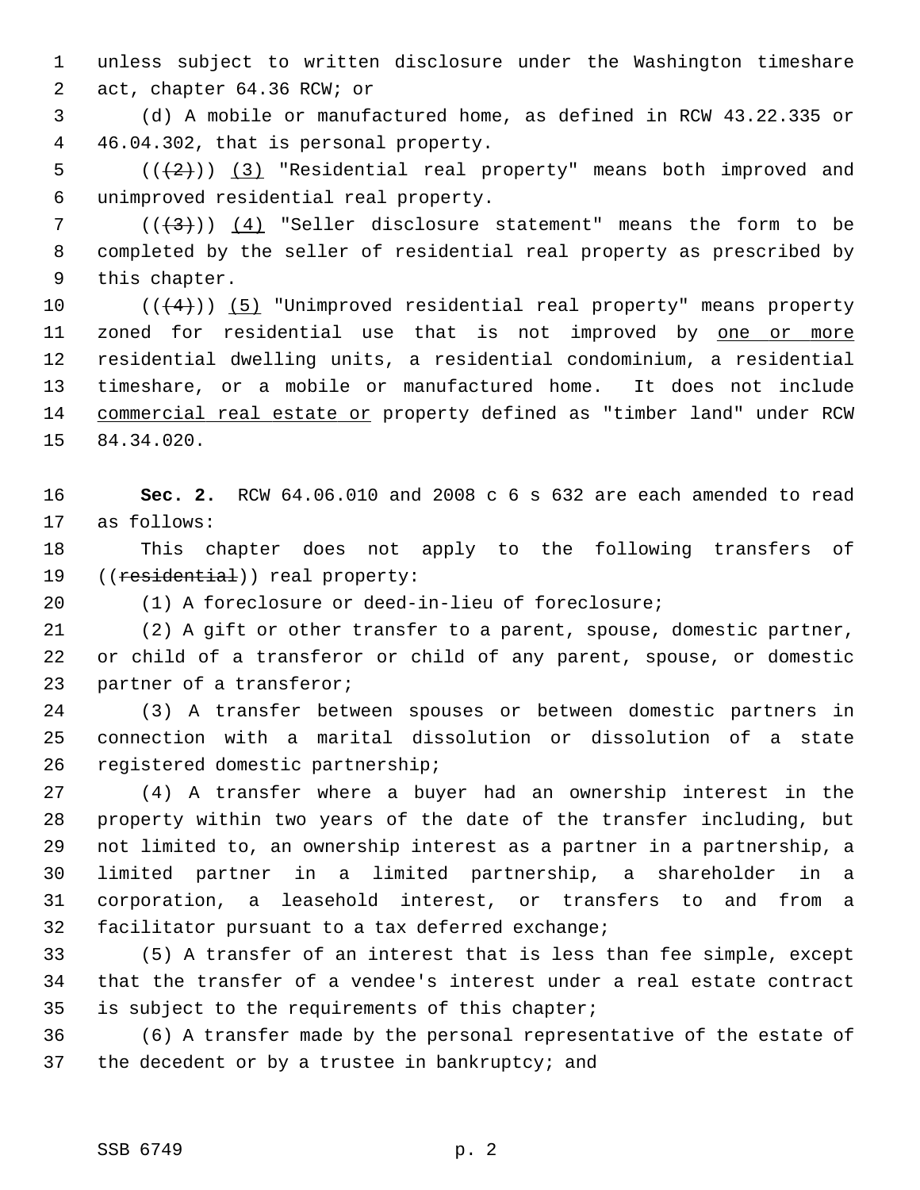unless subject to written disclosure under the Washington timeshare act, chapter 64.36 RCW; or

(d) A mobile or manufactured home, as defined in RCW 43.22.335 or 46.04.302, that is personal property.

~~((2))~~ (3) "Residential real property" means both improved and unimproved residential real property.

~~((3))~~ (4) "Seller disclosure statement" means the form to be completed by the seller of residential real property as prescribed by this chapter.

~~((4))~~ (5) "Unimproved residential real property" means property zoned for residential use that is not improved by one or more residential dwelling units, a residential condominium, a residential timeshare, or a mobile or manufactured home. It does not include commercial real estate or property defined as "timber land" under RCW 84.34.020.

**Sec. 2.** RCW 64.06.010 and 2008 c 6 s 632 are each amended to read as follows:

This chapter does not apply to the following transfers of ((~~residential~~)) real property:

(1) A foreclosure or deed-in-lieu of foreclosure;

(2) A gift or other transfer to a parent, spouse, domestic partner, or child of a transferor or child of any parent, spouse, or domestic partner of a transferor;

(3) A transfer between spouses or between domestic partners in connection with a marital dissolution or dissolution of a state registered domestic partnership;

(4) A transfer where a buyer had an ownership interest in the property within two years of the date of the transfer including, but not limited to, an ownership interest as a partner in a partnership, a limited partner in a limited partnership, a shareholder in a corporation, a leasehold interest, or transfers to and from a facilitator pursuant to a tax deferred exchange;

(5) A transfer of an interest that is less than fee simple, except that the transfer of a vendee's interest under a real estate contract is subject to the requirements of this chapter;

(6) A transfer made by the personal representative of the estate of the decedent or by a trustee in bankruptcy; and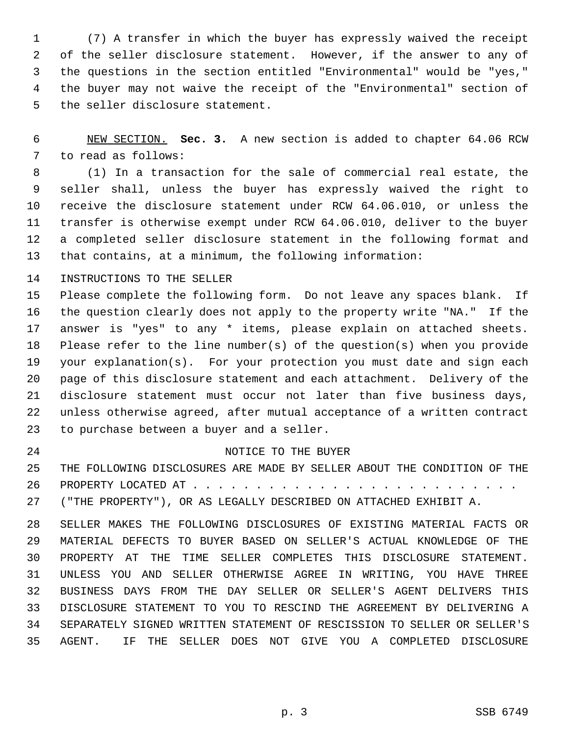(7) A transfer in which the buyer has expressly waived the receipt of the seller disclosure statement. However, if the answer to any of the questions in the section entitled "Environmental" would be "yes," the buyer may not waive the receipt of the "Environmental" section of the seller disclosure statement.

NEW SECTION. **Sec. 3.** A new section is added to chapter 64.06 RCW to read as follows:

(1) In a transaction for the sale of commercial real estate, the seller shall, unless the buyer has expressly waived the right to receive the disclosure statement under RCW 64.06.010, or unless the transfer is otherwise exempt under RCW 64.06.010, deliver to the buyer a completed seller disclosure statement in the following format and that contains, at a minimum, the following information:

INSTRUCTIONS TO THE SELLER

Please complete the following form. Do not leave any spaces blank. If the question clearly does not apply to the property write "NA." If the answer is "yes" to any * items, please explain on attached sheets. Please refer to the line number(s) of the question(s) when you provide your explanation(s). For your protection you must date and sign each page of this disclosure statement and each attachment. Delivery of the disclosure statement must occur not later than five business days, unless otherwise agreed, after mutual acceptance of a written contract to purchase between a buyer and a seller.

NOTICE TO THE BUYER

THE FOLLOWING DISCLOSURES ARE MADE BY SELLER ABOUT THE CONDITION OF THE PROPERTY LOCATED AT . . . . . . . . . . . . . . . . . . . . . . . . . . . ("THE PROPERTY"), OR AS LEGALLY DESCRIBED ON ATTACHED EXHIBIT A.

SELLER MAKES THE FOLLOWING DISCLOSURES OF EXISTING MATERIAL FACTS OR MATERIAL DEFECTS TO BUYER BASED ON SELLER'S ACTUAL KNOWLEDGE OF THE PROPERTY AT THE TIME SELLER COMPLETES THIS DISCLOSURE STATEMENT. UNLESS YOU AND SELLER OTHERWISE AGREE IN WRITING, YOU HAVE THREE BUSINESS DAYS FROM THE DAY SELLER OR SELLER'S AGENT DELIVERS THIS DISCLOSURE STATEMENT TO YOU TO RESCIND THE AGREEMENT BY DELIVERING A SEPARATELY SIGNED WRITTEN STATEMENT OF RESCISSION TO SELLER OR SELLER'S AGENT. IF THE SELLER DOES NOT GIVE YOU A COMPLETED DISCLOSURE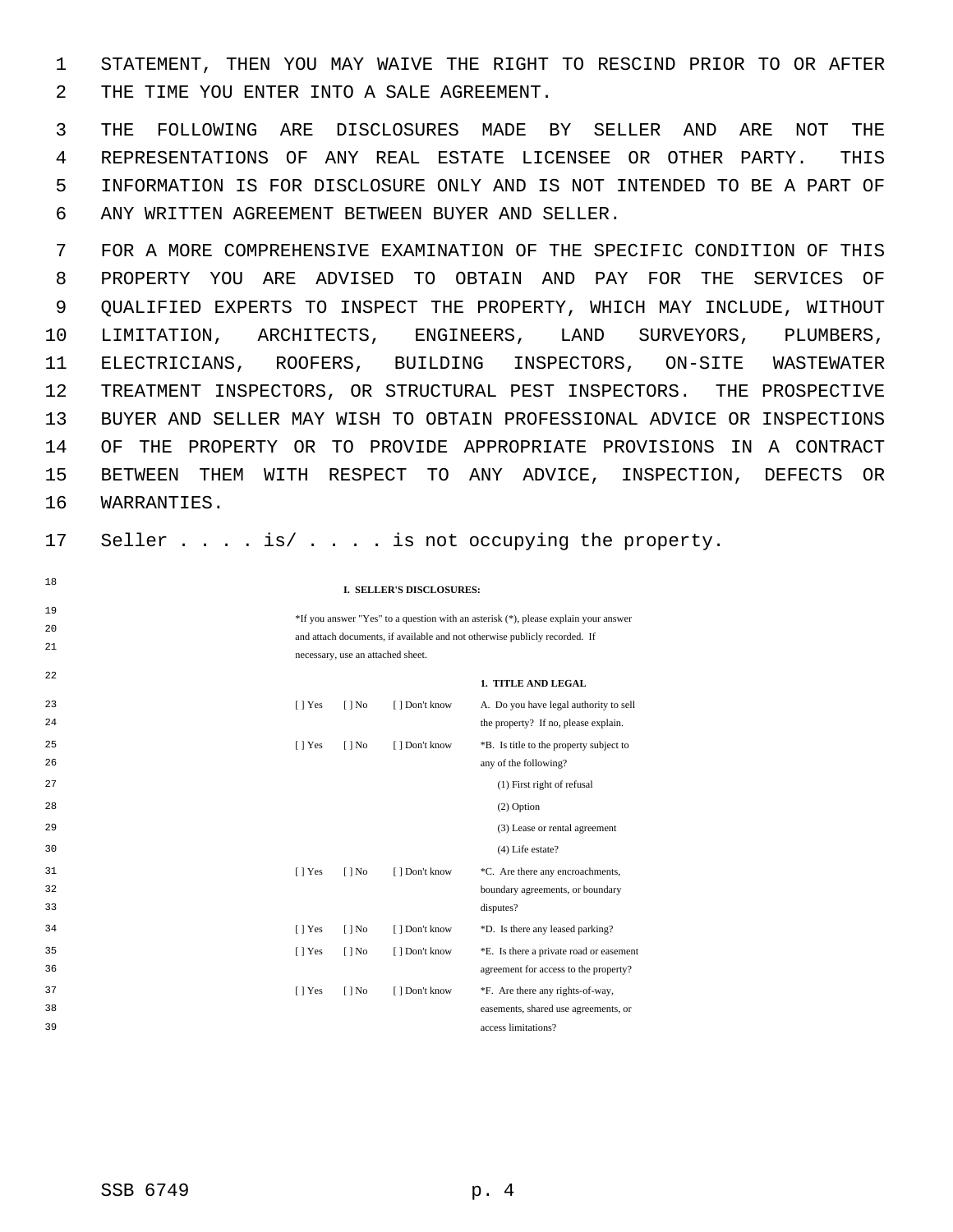STATEMENT, THEN YOU MAY WAIVE THE RIGHT TO RESCIND PRIOR TO OR AFTER THE TIME YOU ENTER INTO A SALE AGREEMENT.

THE FOLLOWING ARE DISCLOSURES MADE BY SELLER AND ARE NOT THE REPRESENTATIONS OF ANY REAL ESTATE LICENSEE OR OTHER PARTY. THIS INFORMATION IS FOR DISCLOSURE ONLY AND IS NOT INTENDED TO BE A PART OF ANY WRITTEN AGREEMENT BETWEEN BUYER AND SELLER.

FOR A MORE COMPREHENSIVE EXAMINATION OF THE SPECIFIC CONDITION OF THIS PROPERTY YOU ARE ADVISED TO OBTAIN AND PAY FOR THE SERVICES OF QUALIFIED EXPERTS TO INSPECT THE PROPERTY, WHICH MAY INCLUDE, WITHOUT LIMITATION, ARCHITECTS, ENGINEERS, LAND SURVEYORS, PLUMBERS, ELECTRICIANS, ROOFERS, BUILDING INSPECTORS, ON-SITE WASTEWATER TREATMENT INSPECTORS, OR STRUCTURAL PEST INSPECTORS. THE PROSPECTIVE BUYER AND SELLER MAY WISH TO OBTAIN PROFESSIONAL ADVICE OR INSPECTIONS OF THE PROPERTY OR TO PROVIDE APPROPRIATE PROVISIONS IN A CONTRACT BETWEEN THEM WITH RESPECT TO ANY ADVICE, INSPECTION, DEFECTS OR WARRANTIES.

Seller . . . . is/ . . . . is not occupying the property.

**I. SELLER'S DISCLOSURES:**

*If you answer "Yes" to a question with an asterisk (*), please explain your answer and attach documents, if available and not otherwise publicly recorded. If necessary, use an attached sheet.

**1. TITLE AND LEGAL**

[ ] Yes [ ] No [ ] Don't know A. Do you have legal authority to sell the property? If no, please explain.

[ ] Yes [ ] No [ ] Don't know *B. Is title to the property subject to any of the following?

(1) First right of refusal

(2) Option

(3) Lease or rental agreement

(4) Life estate?

[ ] Yes [ ] No [ ] Don't know *C. Are there any encroachments, boundary agreements, or boundary disputes?

[ ] Yes [ ] No [ ] Don't know *D. Is there any leased parking?

[ ] Yes [ ] No [ ] Don't know *E. Is there a private road or easement agreement for access to the property?

[ ] Yes [ ] No [ ] Don't know *F. Are there any rights-of-way, easements, shared use agreements, or access limitations?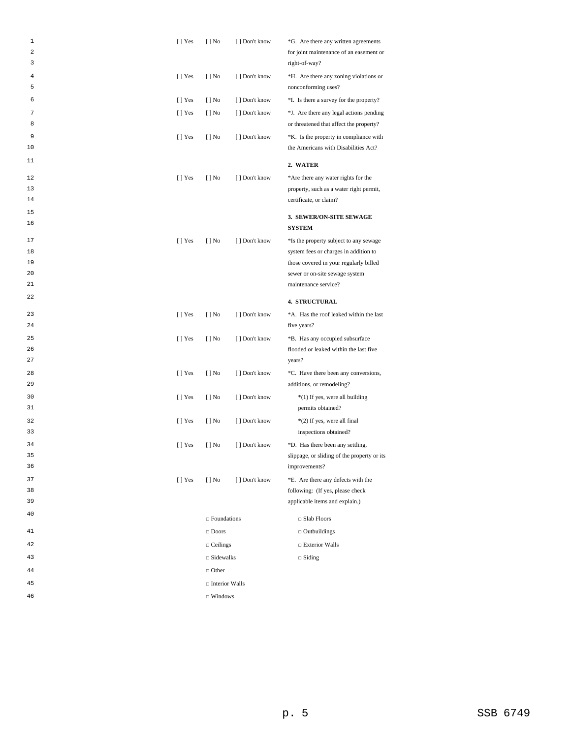| | | | |
|---|---|---|---|
| [ ] Yes | [ ] No | [ ] Don't know | *G. Are there any written agreements for joint maintenance of an easement or right-of-way? |
| [ ] Yes | [ ] No | [ ] Don't know | *H. Are there any zoning violations or nonconforming uses? |
| [ ] Yes | [ ] No | [ ] Don't know | *I. Is there a survey for the property? |
| [ ] Yes | [ ] No | [ ] Don't know | *J. Are there any legal actions pending or threatened that affect the property? |
| [ ] Yes | [ ] No | [ ] Don't know | *K. Is the property in compliance with the Americans with Disabilities Act? |

**2. WATER**

| | | | |
|---|---|---|---|
| [ ] Yes | [ ] No | [ ] Don't know | *Are there any water rights for the property, such as a water right permit, certificate, or claim? |

**3. SEWER/ON-SITE SEWAGE SYSTEM**

| | | | |
|---|---|---|---|
| [ ] Yes | [ ] No | [ ] Don't know | *Is the property subject to any sewage system fees or charges in addition to those covered in your regularly billed sewer or on-site sewage system maintenance service? |

**4. STRUCTURAL**

| | | | |
|---|---|---|---|
| [ ] Yes | [ ] No | [ ] Don't know | *A. Has the roof leaked within the last five years? |
| [ ] Yes | [ ] No | [ ] Don't know | *B. Has any occupied subsurface flooded or leaked within the last five years? |
| [ ] Yes | [ ] No | [ ] Don't know | *C. Have there been any conversions, additions, or remodeling? |
| [ ] Yes | [ ] No | [ ] Don't know | *(1) If yes, were all building permits obtained? |
| [ ] Yes | [ ] No | [ ] Don't know | *(2) If yes, were all final inspections obtained? |
| [ ] Yes | [ ] No | [ ] Don't know | *D. Has there been any settling, slippage, or sliding of the property or its improvements? |
| [ ] Yes | [ ] No | [ ] Don't know | *E. Are there any defects with the following: (If yes, please check applicable items and explain.) |

| | |
|---|---|
| □ Foundations | □ Slab Floors |
| □ Doors | □ Outbuildings |
| □ Ceilings | □ Exterior Walls |
| □ Sidewalks | □ Siding |
| □ Other | |
| □ Interior Walls | |
| □ Windows | |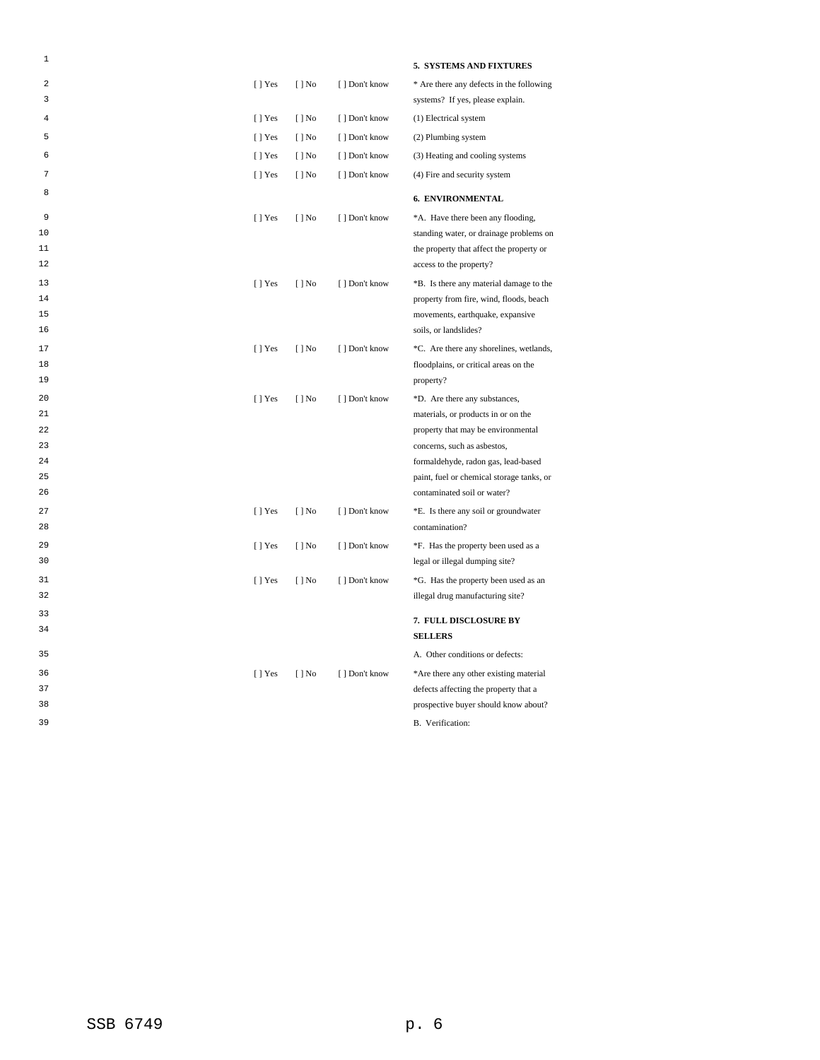**5. SYSTEMS AND FIXTURES**

| | | | |
|---|---|---|---|
| [ ] Yes | [ ] No | [ ] Don't know | * Are there any defects in the following systems? If yes, please explain. |
| [ ] Yes | [ ] No | [ ] Don't know | (1) Electrical system |
| [ ] Yes | [ ] No | [ ] Don't know | (2) Plumbing system |
| [ ] Yes | [ ] No | [ ] Don't know | (3) Heating and cooling systems |
| [ ] Yes | [ ] No | [ ] Don't know | (4) Fire and security system |

**6. ENVIRONMENTAL**

| | | | |
|---|---|---|---|
| [ ] Yes | [ ] No | [ ] Don't know | *A. Have there been any flooding, standing water, or drainage problems on the property that affect the property or access to the property? |
| [ ] Yes | [ ] No | [ ] Don't know | *B. Is there any material damage to the property from fire, wind, floods, beach movements, earthquake, expansive soils, or landslides? |
| [ ] Yes | [ ] No | [ ] Don't know | *C. Are there any shorelines, wetlands, floodplains, or critical areas on the property? |
| [ ] Yes | [ ] No | [ ] Don't know | *D. Are there any substances, materials, or products in or on the property that may be environmental concerns, such as asbestos, formaldehyde, radon gas, lead-based paint, fuel or chemical storage tanks, or contaminated soil or water? |
| [ ] Yes | [ ] No | [ ] Don't know | *E. Is there any soil or groundwater contamination? |
| [ ] Yes | [ ] No | [ ] Don't know | *F. Has the property been used as a legal or illegal dumping site? |
| [ ] Yes | [ ] No | [ ] Don't know | *G. Has the property been used as an illegal drug manufacturing site? |

**7. FULL DISCLOSURE BY SELLERS**

A. Other conditions or defects:

| | | | |
|---|---|---|---|
| [ ] Yes | [ ] No | [ ] Don't know | *Are there any other existing material defects affecting the property that a prospective buyer should know about? |

B. Verification: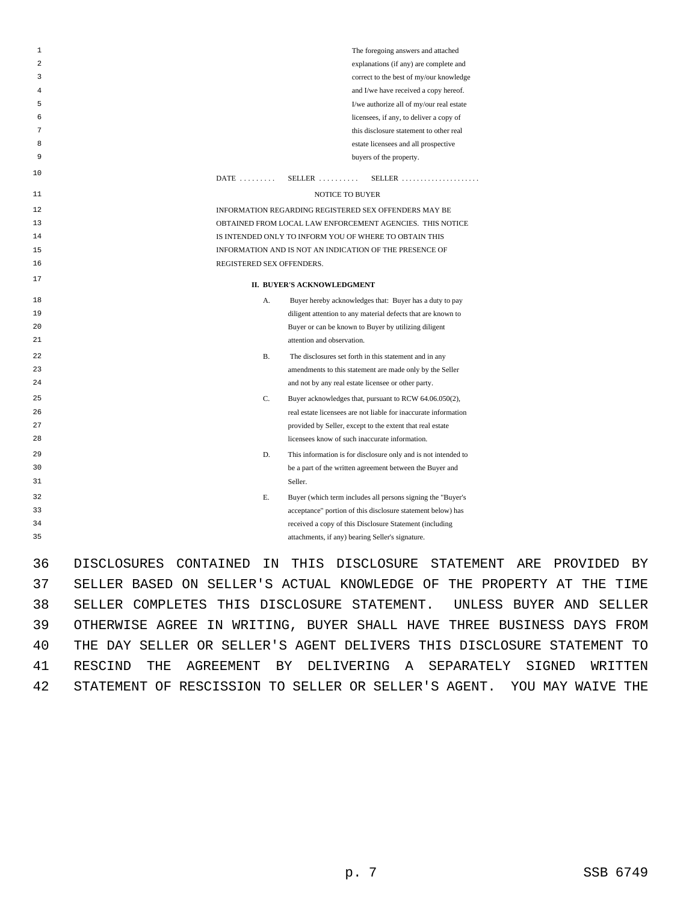The foregoing answers and attached explanations (if any) are complete and correct to the best of my/our knowledge and I/we have received a copy hereof. I/we authorize all of my/our real estate licensees, if any, to deliver a copy of this disclosure statement to other real estate licensees and all prospective buyers of the property.

DATE . . . . . . . . . SELLER . . . . . . . . . . SELLER . . . . . . . . . . . . . . . . . . . .

NOTICE TO BUYER

INFORMATION REGARDING REGISTERED SEX OFFENDERS MAY BE OBTAINED FROM LOCAL LAW ENFORCEMENT AGENCIES. THIS NOTICE IS INTENDED ONLY TO INFORM YOU OF WHERE TO OBTAIN THIS INFORMATION AND IS NOT AN INDICATION OF THE PRESENCE OF REGISTERED SEX OFFENDERS.

**II. BUYER'S ACKNOWLEDGMENT**

A. Buyer hereby acknowledges that: Buyer has a duty to pay diligent attention to any material defects that are known to Buyer or can be known to Buyer by utilizing diligent attention and observation.

B. The disclosures set forth in this statement and in any amendments to this statement are made only by the Seller and not by any real estate licensee or other party.

C. Buyer acknowledges that, pursuant to RCW 64.06.050(2), real estate licensees are not liable for inaccurate information provided by Seller, except to the extent that real estate licensees know of such inaccurate information.

D. This information is for disclosure only and is not intended to be a part of the written agreement between the Buyer and Seller.

E. Buyer (which term includes all persons signing the "Buyer's acceptance" portion of this disclosure statement below) has received a copy of this Disclosure Statement (including attachments, if any) bearing Seller's signature.

DISCLOSURES CONTAINED IN THIS DISCLOSURE STATEMENT ARE PROVIDED BY SELLER BASED ON SELLER'S ACTUAL KNOWLEDGE OF THE PROPERTY AT THE TIME SELLER COMPLETES THIS DISCLOSURE STATEMENT. UNLESS BUYER AND SELLER OTHERWISE AGREE IN WRITING, BUYER SHALL HAVE THREE BUSINESS DAYS FROM THE DAY SELLER OR SELLER'S AGENT DELIVERS THIS DISCLOSURE STATEMENT TO RESCIND THE AGREEMENT BY DELIVERING A SEPARATELY SIGNED WRITTEN STATEMENT OF RESCISSION TO SELLER OR SELLER'S AGENT. YOU MAY WAIVE THE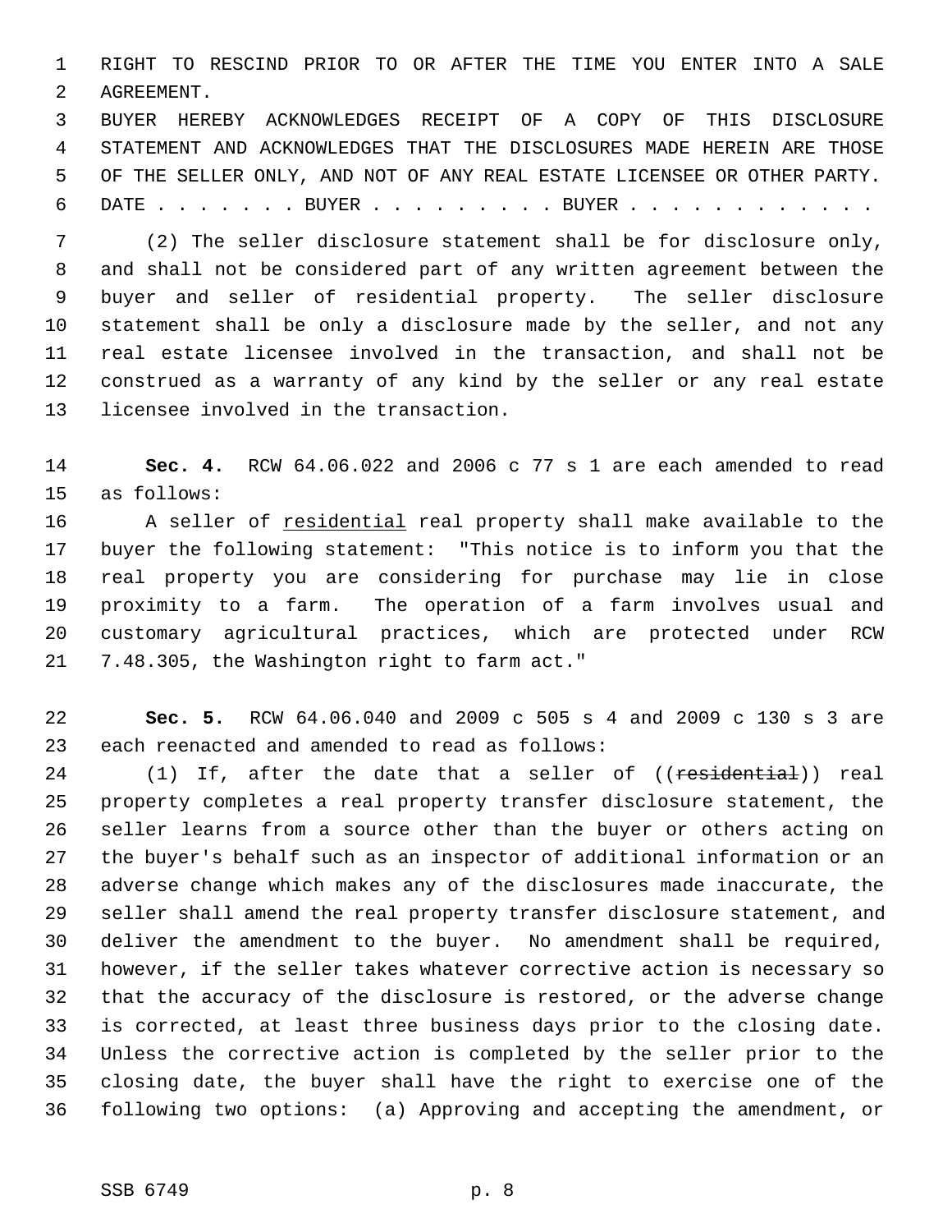RIGHT TO RESCIND PRIOR TO OR AFTER THE TIME YOU ENTER INTO A SALE AGREEMENT.

BUYER HEREBY ACKNOWLEDGES RECEIPT OF A COPY OF THIS DISCLOSURE STATEMENT AND ACKNOWLEDGES THAT THE DISCLOSURES MADE HEREIN ARE THOSE OF THE SELLER ONLY, AND NOT OF ANY REAL ESTATE LICENSEE OR OTHER PARTY.

DATE . . . . . . . BUYER . . . . . . . . . BUYER . . . . . . . . . . . .

(2) The seller disclosure statement shall be for disclosure only, and shall not be considered part of any written agreement between the buyer and seller of residential property. The seller disclosure statement shall be only a disclosure made by the seller, and not any real estate licensee involved in the transaction, and shall not be construed as a warranty of any kind by the seller or any real estate licensee involved in the transaction.

**Sec. 4.** RCW 64.06.022 and 2006 c 77 s 1 are each amended to read as follows:

A seller of <u>residential</u> real property shall make available to the buyer the following statement: "This notice is to inform you that the real property you are considering for purchase may lie in close proximity to a farm. The operation of a farm involves usual and customary agricultural practices, which are protected under RCW 7.48.305, the Washington right to farm act."

**Sec. 5.** RCW 64.06.040 and 2009 c 505 s 4 and 2009 c 130 s 3 are each reenacted and amended to read as follows:

(1) If, after the date that a seller of ((~~residential~~)) real property completes a real property transfer disclosure statement, the seller learns from a source other than the buyer or others acting on the buyer's behalf such as an inspector of additional information or an adverse change which makes any of the disclosures made inaccurate, the seller shall amend the real property transfer disclosure statement, and deliver the amendment to the buyer. No amendment shall be required, however, if the seller takes whatever corrective action is necessary so that the accuracy of the disclosure is restored, or the adverse change is corrected, at least three business days prior to the closing date. Unless the corrective action is completed by the seller prior to the closing date, the buyer shall have the right to exercise one of the following two options: (a) Approving and accepting the amendment, or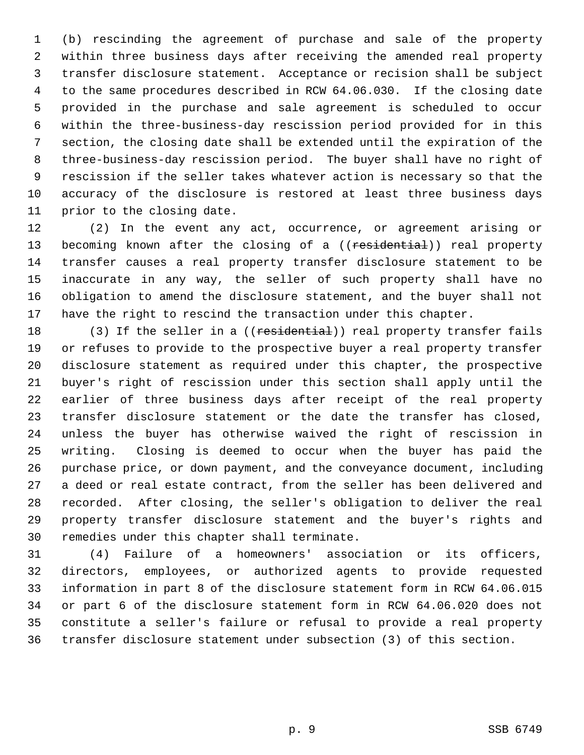(b) rescinding the agreement of purchase and sale of the property within three business days after receiving the amended real property transfer disclosure statement. Acceptance or recision shall be subject to the same procedures described in RCW 64.06.030. If the closing date provided in the purchase and sale agreement is scheduled to occur within the three-business-day rescission period provided for in this section, the closing date shall be extended until the expiration of the three-business-day rescission period. The buyer shall have no right of rescission if the seller takes whatever action is necessary so that the accuracy of the disclosure is restored at least three business days prior to the closing date.

(2) In the event any act, occurrence, or agreement arising or becoming known after the closing of a ((~~residential~~)) real property transfer causes a real property transfer disclosure statement to be inaccurate in any way, the seller of such property shall have no obligation to amend the disclosure statement, and the buyer shall not have the right to rescind the transaction under this chapter.

(3) If the seller in a ((~~residential~~)) real property transfer fails or refuses to provide to the prospective buyer a real property transfer disclosure statement as required under this chapter, the prospective buyer's right of rescission under this section shall apply until the earlier of three business days after receipt of the real property transfer disclosure statement or the date the transfer has closed, unless the buyer has otherwise waived the right of rescission in writing. Closing is deemed to occur when the buyer has paid the purchase price, or down payment, and the conveyance document, including a deed or real estate contract, from the seller has been delivered and recorded. After closing, the seller's obligation to deliver the real property transfer disclosure statement and the buyer's rights and remedies under this chapter shall terminate.

(4) Failure of a homeowners' association or its officers, directors, employees, or authorized agents to provide requested information in part 8 of the disclosure statement form in RCW 64.06.015 or part 6 of the disclosure statement form in RCW 64.06.020 does not constitute a seller's failure or refusal to provide a real property transfer disclosure statement under subsection (3) of this section.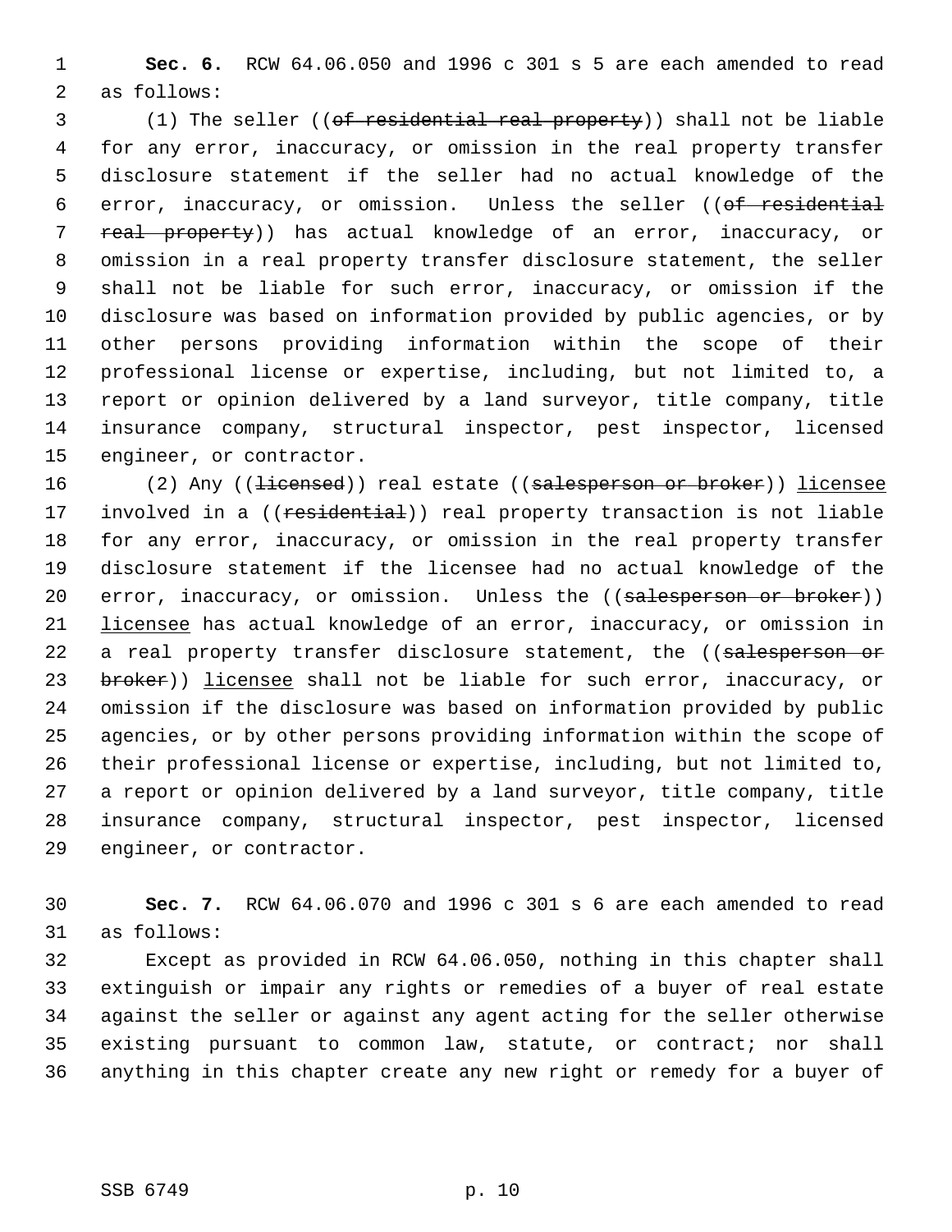**Sec. 6.** RCW 64.06.050 and 1996 c 301 s 5 are each amended to read as follows:

(1) The seller ((~~of residential real property~~)) shall not be liable for any error, inaccuracy, or omission in the real property transfer disclosure statement if the seller had no actual knowledge of the error, inaccuracy, or omission. Unless the seller ((~~of residential real property~~)) has actual knowledge of an error, inaccuracy, or omission in a real property transfer disclosure statement, the seller shall not be liable for such error, inaccuracy, or omission if the disclosure was based on information provided by public agencies, or by other persons providing information within the scope of their professional license or expertise, including, but not limited to, a report or opinion delivered by a land surveyor, title company, title insurance company, structural inspector, pest inspector, licensed engineer, or contractor.

(2) Any ((~~licensed~~)) real estate ((~~salesperson or broker~~)) <u>licensee</u> involved in a ((~~residential~~)) real property transaction is not liable for any error, inaccuracy, or omission in the real property transfer disclosure statement if the licensee had no actual knowledge of the error, inaccuracy, or omission. Unless the ((~~salesperson or broker~~)) <u>licensee</u> has actual knowledge of an error, inaccuracy, or omission in a real property transfer disclosure statement, the ((~~salesperson or broker~~)) <u>licensee</u> shall not be liable for such error, inaccuracy, or omission if the disclosure was based on information provided by public agencies, or by other persons providing information within the scope of their professional license or expertise, including, but not limited to, a report or opinion delivered by a land surveyor, title company, title insurance company, structural inspector, pest inspector, licensed engineer, or contractor.

**Sec. 7.** RCW 64.06.070 and 1996 c 301 s 6 are each amended to read as follows:

Except as provided in RCW 64.06.050, nothing in this chapter shall extinguish or impair any rights or remedies of a buyer of real estate against the seller or against any agent acting for the seller otherwise existing pursuant to common law, statute, or contract; nor shall anything in this chapter create any new right or remedy for a buyer of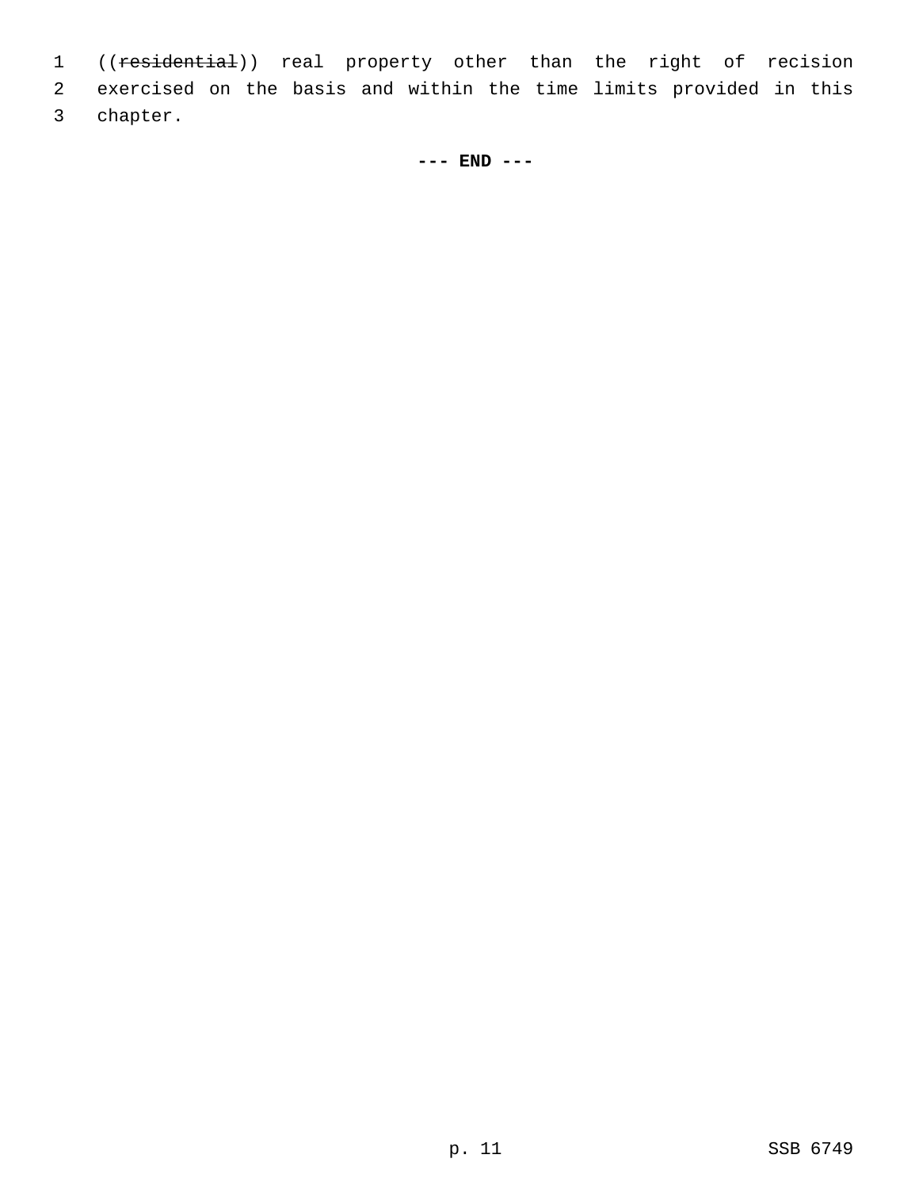((~~residential~~)) real property other than the right of recision exercised on the basis and within the time limits provided in this chapter.

**--- END ---**